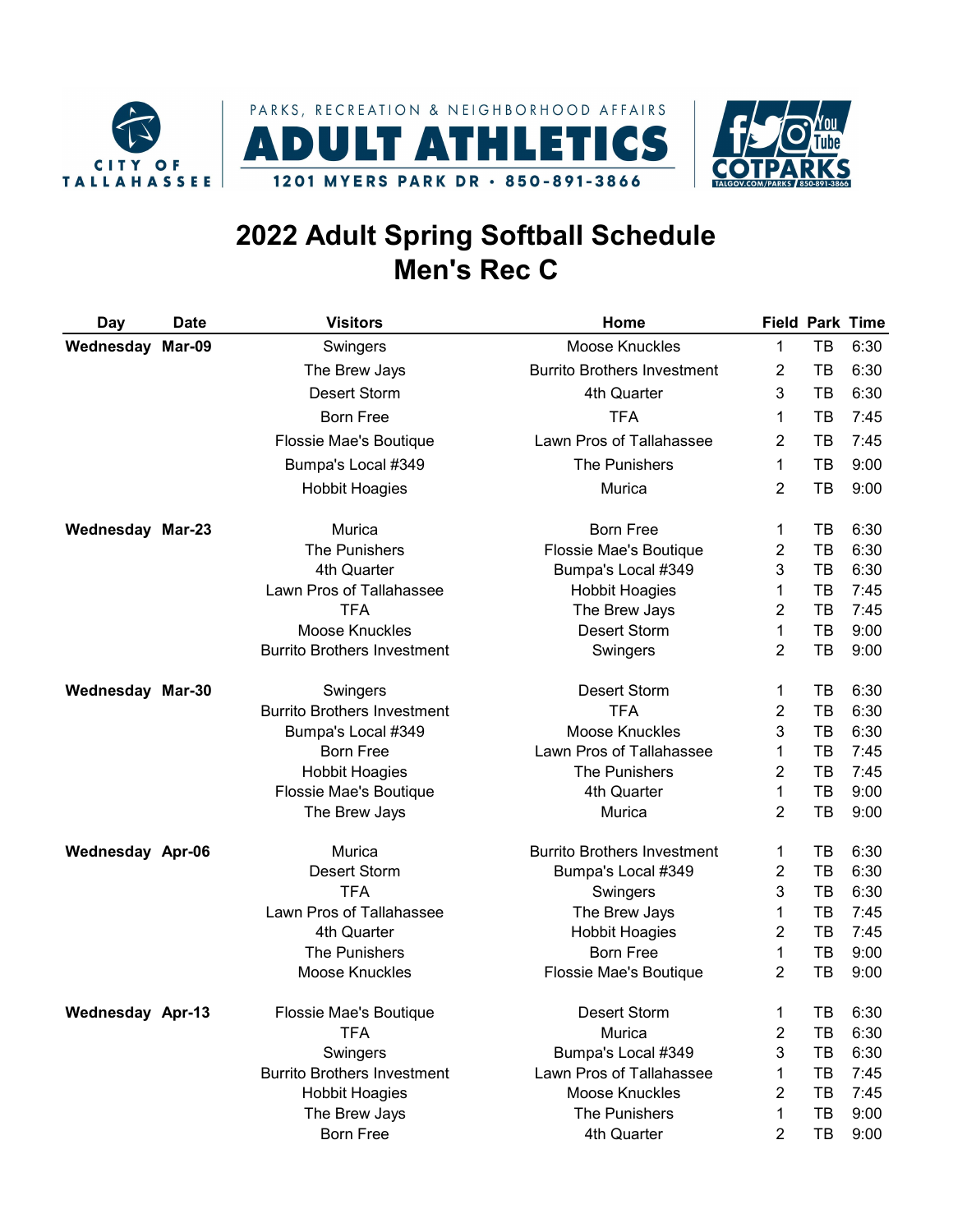PARKS, RECREATION & NEIGHBORHOOD AFFAIRS

**ADULT ATHLETICS**

1201 MYERS PARK DR • 850-891-3866

# 2022 Adult Spring Softball Schedule
# Men's Rec C

| Day | Date | Visitors | Home | Field | Park | Time |
|---|---|---|---|---|---|---|
| **Wednesday** | **Mar-09** | Swingers | Moose Knuckles | 1 | TB | 6:30 |
| | | The Brew Jays | Burrito Brothers Investment | 2 | TB | 6:30 |
| | | Desert Storm | 4th Quarter | 3 | TB | 6:30 |
| | | Born Free | TFA | 1 | TB | 7:45 |
| | | Flossie Mae's Boutique | Lawn Pros of Tallahassee | 2 | TB | 7:45 |
| | | Bumpa's Local #349 | The Punishers | 1 | TB | 9:00 |
| | | Hobbit Hoagies | Murica | 2 | TB | 9:00 |
| **Wednesday** | **Mar-23** | Murica | Born Free | 1 | TB | 6:30 |
| | | The Punishers | Flossie Mae's Boutique | 2 | TB | 6:30 |
| | | 4th Quarter | Bumpa's Local #349 | 3 | TB | 6:30 |
| | | Lawn Pros of Tallahassee | Hobbit Hoagies | 1 | TB | 7:45 |
| | | TFA | The Brew Jays | 2 | TB | 7:45 |
| | | Moose Knuckles | Desert Storm | 1 | TB | 9:00 |
| | | Burrito Brothers Investment | Swingers | 2 | TB | 9:00 |
| **Wednesday** | **Mar-30** | Swingers | Desert Storm | 1 | TB | 6:30 |
| | | Burrito Brothers Investment | TFA | 2 | TB | 6:30 |
| | | Bumpa's Local #349 | Moose Knuckles | 3 | TB | 6:30 |
| | | Born Free | Lawn Pros of Tallahassee | 1 | TB | 7:45 |
| | | Hobbit Hoagies | The Punishers | 2 | TB | 7:45 |
| | | Flossie Mae's Boutique | 4th Quarter | 1 | TB | 9:00 |
| | | The Brew Jays | Murica | 2 | TB | 9:00 |
| **Wednesday** | **Apr-06** | Murica | Burrito Brothers Investment | 1 | TB | 6:30 |
| | | Desert Storm | Bumpa's Local #349 | 2 | TB | 6:30 |
| | | TFA | Swingers | 3 | TB | 6:30 |
| | | Lawn Pros of Tallahassee | The Brew Jays | 1 | TB | 7:45 |
| | | 4th Quarter | Hobbit Hoagies | 2 | TB | 7:45 |
| | | The Punishers | Born Free | 1 | TB | 9:00 |
| | | Moose Knuckles | Flossie Mae's Boutique | 2 | TB | 9:00 |
| **Wednesday** | **Apr-13** | Flossie Mae's Boutique | Desert Storm | 1 | TB | 6:30 |
| | | TFA | Murica | 2 | TB | 6:30 |
| | | Swingers | Bumpa's Local #349 | 3 | TB | 6:30 |
| | | Burrito Brothers Investment | Lawn Pros of Tallahassee | 1 | TB | 7:45 |
| | | Hobbit Hoagies | Moose Knuckles | 2 | TB | 7:45 |
| | | The Brew Jays | The Punishers | 1 | TB | 9:00 |
| | | Born Free | 4th Quarter | 2 | TB | 9:00 |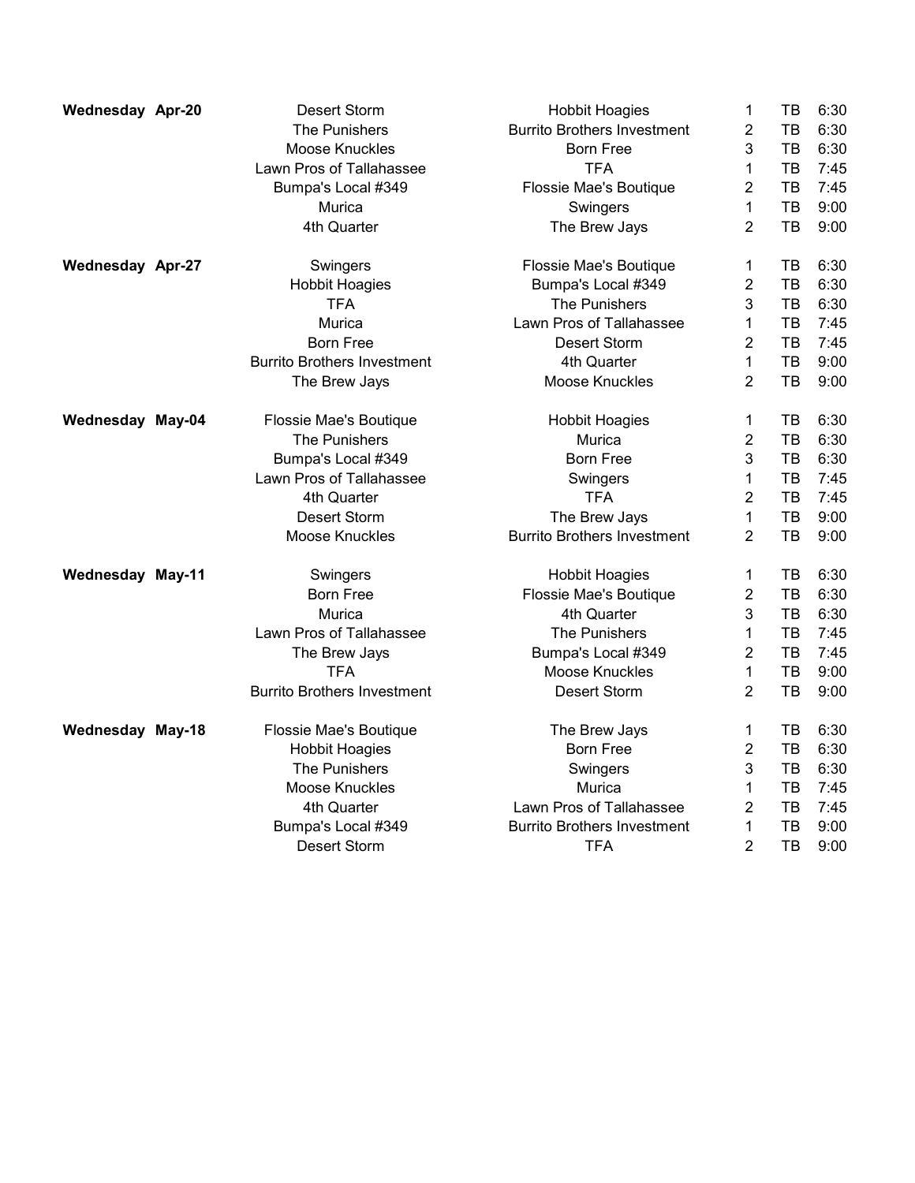| | | | | | | |
|---|---|---|---|---|---|---|
| **Wednesday** | **Apr-20** | Desert Storm | Hobbit Hoagies | 1 | TB | 6:30 |
| | | The Punishers | Burrito Brothers Investment | 2 | TB | 6:30 |
| | | Moose Knuckles | Born Free | 3 | TB | 6:30 |
| | | Lawn Pros of Tallahassee | TFA | 1 | TB | 7:45 |
| | | Bumpa's Local #349 | Flossie Mae's Boutique | 2 | TB | 7:45 |
| | | Murica | Swingers | 1 | TB | 9:00 |
| | | 4th Quarter | The Brew Jays | 2 | TB | 9:00 |
| **Wednesday** | **Apr-27** | Swingers | Flossie Mae's Boutique | 1 | TB | 6:30 |
| | | Hobbit Hoagies | Bumpa's Local #349 | 2 | TB | 6:30 |
| | | TFA | The Punishers | 3 | TB | 6:30 |
| | | Murica | Lawn Pros of Tallahassee | 1 | TB | 7:45 |
| | | Born Free | Desert Storm | 2 | TB | 7:45 |
| | | Burrito Brothers Investment | 4th Quarter | 1 | TB | 9:00 |
| | | The Brew Jays | Moose Knuckles | 2 | TB | 9:00 |
| **Wednesday** | **May-04** | Flossie Mae's Boutique | Hobbit Hoagies | 1 | TB | 6:30 |
| | | The Punishers | Murica | 2 | TB | 6:30 |
| | | Bumpa's Local #349 | Born Free | 3 | TB | 6:30 |
| | | Lawn Pros of Tallahassee | Swingers | 1 | TB | 7:45 |
| | | 4th Quarter | TFA | 2 | TB | 7:45 |
| | | Desert Storm | The Brew Jays | 1 | TB | 9:00 |
| | | Moose Knuckles | Burrito Brothers Investment | 2 | TB | 9:00 |
| **Wednesday** | **May-11** | Swingers | Hobbit Hoagies | 1 | TB | 6:30 |
| | | Born Free | Flossie Mae's Boutique | 2 | TB | 6:30 |
| | | Murica | 4th Quarter | 3 | TB | 6:30 |
| | | Lawn Pros of Tallahassee | The Punishers | 1 | TB | 7:45 |
| | | The Brew Jays | Bumpa's Local #349 | 2 | TB | 7:45 |
| | | TFA | Moose Knuckles | 1 | TB | 9:00 |
| | | Burrito Brothers Investment | Desert Storm | 2 | TB | 9:00 |
| **Wednesday** | **May-18** | Flossie Mae's Boutique | The Brew Jays | 1 | TB | 6:30 |
| | | Hobbit Hoagies | Born Free | 2 | TB | 6:30 |
| | | The Punishers | Swingers | 3 | TB | 6:30 |
| | | Moose Knuckles | Murica | 1 | TB | 7:45 |
| | | 4th Quarter | Lawn Pros of Tallahassee | 2 | TB | 7:45 |
| | | Bumpa's Local #349 | Burrito Brothers Investment | 1 | TB | 9:00 |
| | | Desert Storm | TFA | 2 | TB | 9:00 |